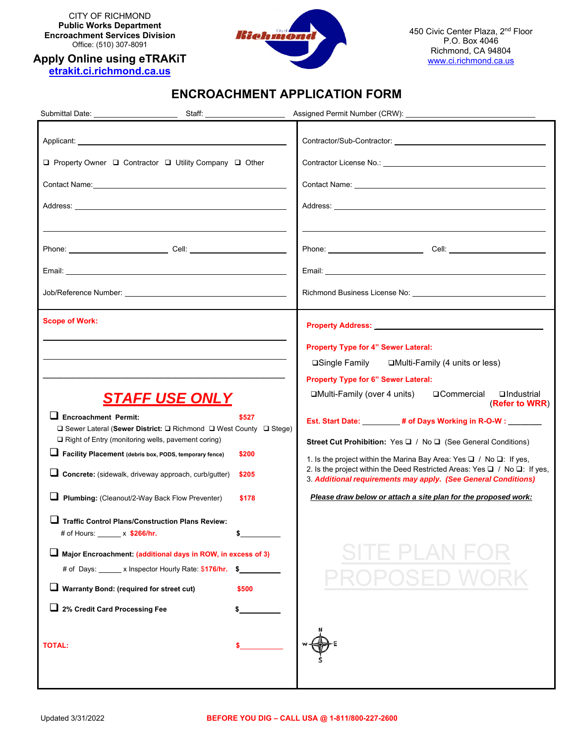CITY OF RICHMOND
**Public Works Department**
**Encroachment Services Division**
Office: (510) 307-8091

**Apply Online using eTRAKiT**
**etrakit.ci.richmond.ca.us**

450 Civic Center Plaza, 2nd Floor
P.O. Box 4046
Richmond, CA 94804
www.ci.richmond.ca.us

# ENCROACHMENT APPLICATION FORM

Submittal Date: ____________________ Staff: ____________________ Assigned Permit Number (CRW): ______________________________

Applicant: ______________________________

❑ Property Owner ❑ Contractor ❑ Utility Company ❑ Other

Contact Name: ______________________________

Address: ______________________________

______________________________

Phone: ____________________ Cell: ____________________

Email: ______________________________

Job/Reference Number: ______________________________

Contractor/Sub-Contractor: ______________________________

Contractor License No.: ______________________________

Contact Name: ______________________________

Address: ______________________________

______________________________

Phone: ____________________ Cell: ____________________

Email: ______________________________

Richmond Business License No: ______________________________

**Scope of Work:**

______________________________

______________________________

______________________________

## *STAFF USE ONLY*

- ❑ **Encroachment Permit:** **$527**
  - ❑ Sewer Lateral (**Sewer District:** ❑ Richmond ❑ West County ❑ Stege)
  - ❑ Right of Entry (monitoring wells, pavement coring)
- ❑ **Facility Placement** (debris box, PODS, temporary fence) **$200**
- ❑ **Concrete:** (sidewalk, driveway approach, curb/gutter) **$205**
- ❑ **Plumbing:** (Cleanout/2-Way Back Flow Preventer) **$178**
- ❑ **Traffic Control Plans/Construction Plans Review:**
  - # of Hours: ______ x **$266/hr.** **$**__________
- ❑ **Major Encroachment:** **(additional days in ROW, in excess of 3)**
  - # of Days: ______ x Inspector Hourly Rate: **$176/hr.** **$**__________
- ❑ **Warranty Bond: (required for street cut)** **$500**
- ❑ **2% Credit Card Processing Fee** **$**__________

**TOTAL:** **$**__________

**Property Address:** ______________________________

**Property Type for 4" Sewer Lateral:**

❑Single Family ❑Multi-Family (4 units or less)

**Property Type for 6" Sewer Lateral:**

❑Multi-Family (over 4 units) ❑Commercial ❑Industrial (**Refer to WRR**)

**Est. Start Date:** ________ **# of Days Working in R-O-W :** ________

**Street Cut Prohibition:** Yes ❑ / No ❑ (See General Conditions)

1. Is the project within the Marina Bay Area: Yes ❑ / No ❑: If yes,
2. Is the project within the Deed Restricted Areas: Yes ❑ / No ❑: If yes,
3. ***Additional requirements may apply. (See General Conditions)***

***Please draw below or attach a site plan for the proposed work:***

SITE PLAN FOR PROPOSED WORK

N / W / E / S

Updated 3/31/2022

**BEFORE YOU DIG – CALL USA @ 1-811/800-227-2600**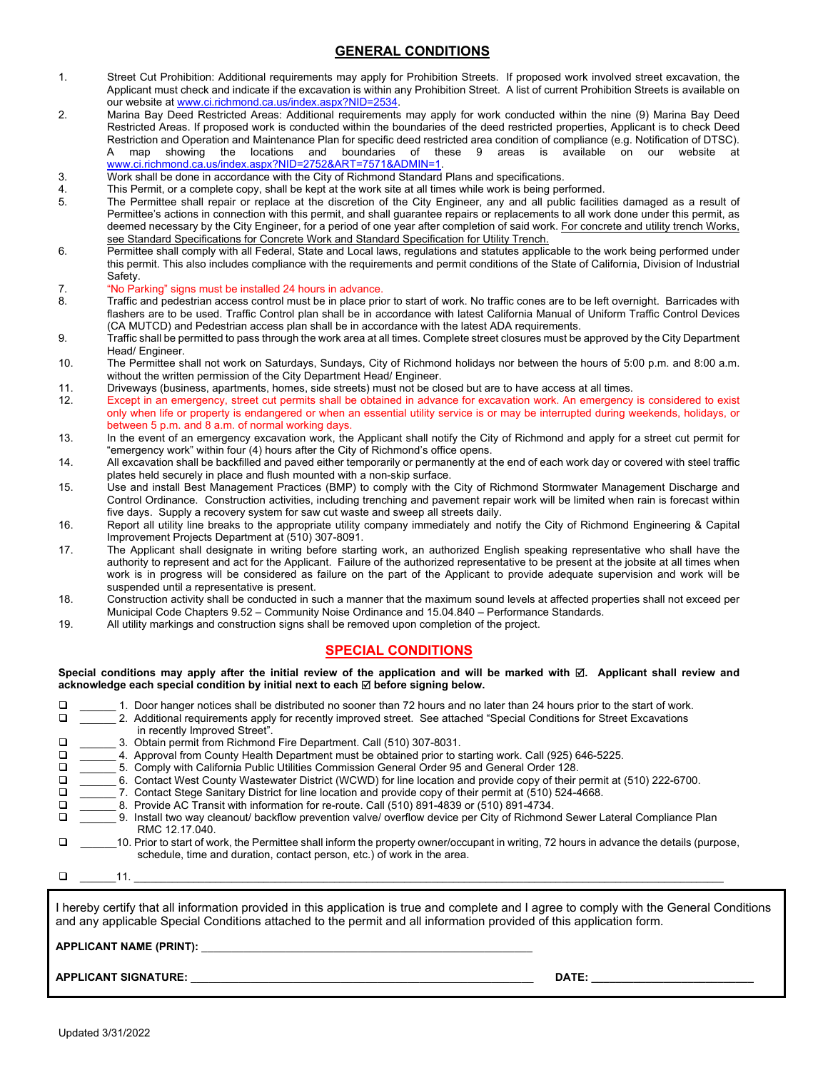## GENERAL CONDITIONS

1. Street Cut Prohibition: Additional requirements may apply for Prohibition Streets. If proposed work involved street excavation, the Applicant must check and indicate if the excavation is within any Prohibition Street. A list of current Prohibition Streets is available on our website at www.ci.richmond.ca.us/index.aspx?NID=2534.
2. Marina Bay Deed Restricted Areas: Additional requirements may apply for work conducted within the nine (9) Marina Bay Deed Restricted Areas. If proposed work is conducted within the boundaries of the deed restricted properties, Applicant is to check Deed Restriction and Operation and Maintenance Plan for specific deed restricted area condition of compliance (e.g. Notification of DTSC). A map showing the locations and boundaries of these 9 areas is available on our website at www.ci.richmond.ca.us/index.aspx?NID=2752&ART=7571&ADMIN=1.
3. Work shall be done in accordance with the City of Richmond Standard Plans and specifications.
4. This Permit, or a complete copy, shall be kept at the work site at all times while work is being performed.
5. The Permittee shall repair or replace at the discretion of the City Engineer, any and all public facilities damaged as a result of Permittee's actions in connection with this permit, and shall guarantee repairs or replacements to all work done under this permit, as deemed necessary by the City Engineer, for a period of one year after completion of said work. For concrete and utility trench Works, see Standard Specifications for Concrete Work and Standard Specification for Utility Trench.
6. Permittee shall comply with all Federal, State and Local laws, regulations and statutes applicable to the work being performed under this permit. This also includes compliance with the requirements and permit conditions of the State of California, Division of Industrial Safety.
7. "No Parking" signs must be installed 24 hours in advance.
8. Traffic and pedestrian access control must be in place prior to start of work. No traffic cones are to be left overnight. Barricades with flashers are to be used. Traffic Control plan shall be in accordance with latest California Manual of Uniform Traffic Control Devices (CA MUTCD) and Pedestrian access plan shall be in accordance with the latest ADA requirements.
9. Traffic shall be permitted to pass through the work area at all times. Complete street closures must be approved by the City Department Head/ Engineer.
10. The Permittee shall not work on Saturdays, Sundays, City of Richmond holidays nor between the hours of 5:00 p.m. and 8:00 a.m. without the written permission of the City Department Head/ Engineer.
11. Driveways (business, apartments, homes, side streets) must not be closed but are to have access at all times.
12. Except in an emergency, street cut permits shall be obtained in advance for excavation work. An emergency is considered to exist only when life or property is endangered or when an essential utility service is or may be interrupted during weekends, holidays, or between 5 p.m. and 8 a.m. of normal working days.
13. In the event of an emergency excavation work, the Applicant shall notify the City of Richmond and apply for a street cut permit for "emergency work" within four (4) hours after the City of Richmond's office opens.
14. All excavation shall be backfilled and paved either temporarily or permanently at the end of each work day or covered with steel traffic plates held securely in place and flush mounted with a non-skip surface.
15. Use and install Best Management Practices (BMP) to comply with the City of Richmond Stormwater Management Discharge and Control Ordinance. Construction activities, including trenching and pavement repair work will be limited when rain is forecast within five days. Supply a recovery system for saw cut waste and sweep all streets daily.
16. Report all utility line breaks to the appropriate utility company immediately and notify the City of Richmond Engineering & Capital Improvement Projects Department at (510) 307-8091.
17. The Applicant shall designate in writing before starting work, an authorized English speaking representative who shall have the authority to represent and act for the Applicant. Failure of the authorized representative to be present at the jobsite at all times when work is in progress will be considered as failure on the part of the Applicant to provide adequate supervision and work will be suspended until a representative is present.
18. Construction activity shall be conducted in such a manner that the maximum sound levels at affected properties shall not exceed per Municipal Code Chapters 9.52 – Community Noise Ordinance and 15.04.840 – Performance Standards.
19. All utility markings and construction signs shall be removed upon completion of the project.

## SPECIAL CONDITIONS

**Special conditions may apply after the initial review of the application and will be marked with ☑. Applicant shall review and acknowledge each special condition by initial next to each ☑ before signing below.**

- ☐ ______ 1. Door hanger notices shall be distributed no sooner than 72 hours and no later than 24 hours prior to the start of work.
- ☐ ______ 2. Additional requirements apply for recently improved street. See attached "Special Conditions for Street Excavations in recently Improved Street".
- ☐ ______ 3. Obtain permit from Richmond Fire Department. Call (510) 307-8031.
- ☐ ______ 4. Approval from County Health Department must be obtained prior to starting work. Call (925) 646-5225.
- ☐ ______ 5. Comply with California Public Utilities Commission General Order 95 and General Order 128.
- ☐ ______ 6. Contact West County Wastewater District (WCWD) for line location and provide copy of their permit at (510) 222-6700.
- ☐ ______ 7. Contact Stege Sanitary District for line location and provide copy of their permit at (510) 524-4668.
- ☐ ______ 8. Provide AC Transit with information for re-route. Call (510) 891-4839 or (510) 891-4734.
- ☐ ______ 9. Install two way cleanout/ backflow prevention valve/ overflow device per City of Richmond Sewer Lateral Compliance Plan RMC 12.17.040.
- ☐ ______10. Prior to start of work, the Permittee shall inform the property owner/occupant in writing, 72 hours in advance the details (purpose, schedule, time and duration, contact person, etc.) of work in the area.
- ☐ ______11. ____________________________________________________________

I hereby certify that all information provided in this application is true and complete and I agree to comply with the General Conditions and any applicable Special Conditions attached to the permit and all information provided of this application form.

**APPLICANT NAME (PRINT):** ______________________________

**APPLICANT SIGNATURE:** ______________________________ **DATE:** ______________

Updated 3/31/2022